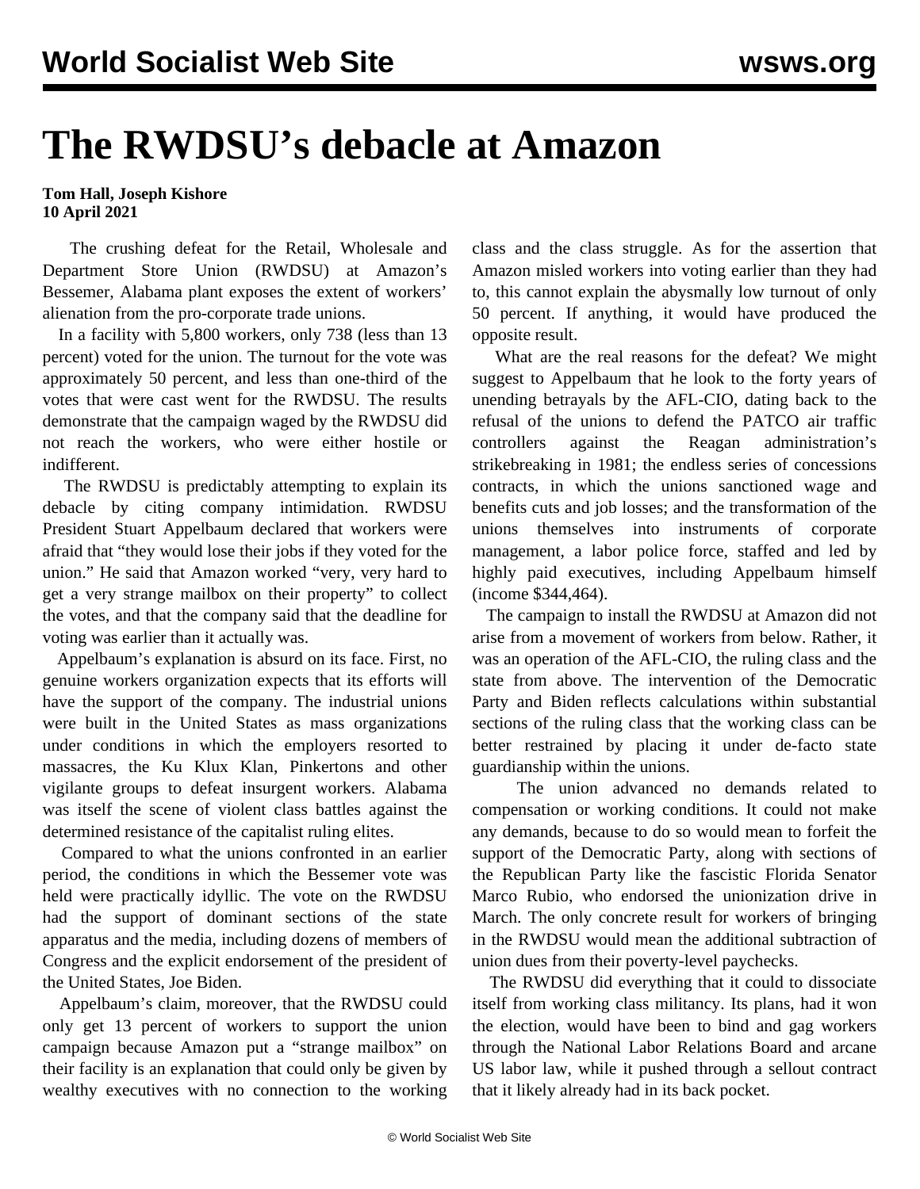# The RWDSU's debacle at Amazon

**Tom Hall, Joseph Kishore**
**10 April 2021**

The crushing defeat for the Retail, Wholesale and Department Store Union (RWDSU) at Amazon's Bessemer, Alabama plant exposes the extent of workers' alienation from the pro-corporate trade unions.

In a facility with 5,800 workers, only 738 (less than 13 percent) voted for the union. The turnout for the vote was approximately 50 percent, and less than one-third of the votes that were cast went for the RWDSU. The results demonstrate that the campaign waged by the RWDSU did not reach the workers, who were either hostile or indifferent.

The RWDSU is predictably attempting to explain its debacle by citing company intimidation. RWDSU President Stuart Appelbaum declared that workers were afraid that "they would lose their jobs if they voted for the union." He said that Amazon worked "very, very hard to get a very strange mailbox on their property" to collect the votes, and that the company said that the deadline for voting was earlier than it actually was.

Appelbaum's explanation is absurd on its face. First, no genuine workers organization expects that its efforts will have the support of the company. The industrial unions were built in the United States as mass organizations under conditions in which the employers resorted to massacres, the Ku Klux Klan, Pinkertons and other vigilante groups to defeat insurgent workers. Alabama was itself the scene of violent class battles against the determined resistance of the capitalist ruling elites.

Compared to what the unions confronted in an earlier period, the conditions in which the Bessemer vote was held were practically idyllic. The vote on the RWDSU had the support of dominant sections of the state apparatus and the media, including dozens of members of Congress and the explicit endorsement of the president of the United States, Joe Biden.

Appelbaum's claim, moreover, that the RWDSU could only get 13 percent of workers to support the union campaign because Amazon put a "strange mailbox" on their facility is an explanation that could only be given by wealthy executives with no connection to the working class and the class struggle. As for the assertion that Amazon misled workers into voting earlier than they had to, this cannot explain the abysmally low turnout of only 50 percent. If anything, it would have produced the opposite result.

What are the real reasons for the defeat? We might suggest to Appelbaum that he look to the forty years of unending betrayals by the AFL-CIO, dating back to the refusal of the unions to defend the PATCO air traffic controllers against the Reagan administration's strikebreaking in 1981; the endless series of concessions contracts, in which the unions sanctioned wage and benefits cuts and job losses; and the transformation of the unions themselves into instruments of corporate management, a labor police force, staffed and led by highly paid executives, including Appelbaum himself (income $344,464).

The campaign to install the RWDSU at Amazon did not arise from a movement of workers from below. Rather, it was an operation of the AFL-CIO, the ruling class and the state from above. The intervention of the Democratic Party and Biden reflects calculations within substantial sections of the ruling class that the working class can be better restrained by placing it under de-facto state guardianship within the unions.

The union advanced no demands related to compensation or working conditions. It could not make any demands, because to do so would mean to forfeit the support of the Democratic Party, along with sections of the Republican Party like the fascistic Florida Senator Marco Rubio, who endorsed the unionization drive in March. The only concrete result for workers of bringing in the RWDSU would mean the additional subtraction of union dues from their poverty-level paychecks.

The RWDSU did everything that it could to dissociate itself from working class militancy. Its plans, had it won the election, would have been to bind and gag workers through the National Labor Relations Board and arcane US labor law, while it pushed through a sellout contract that it likely already had in its back pocket.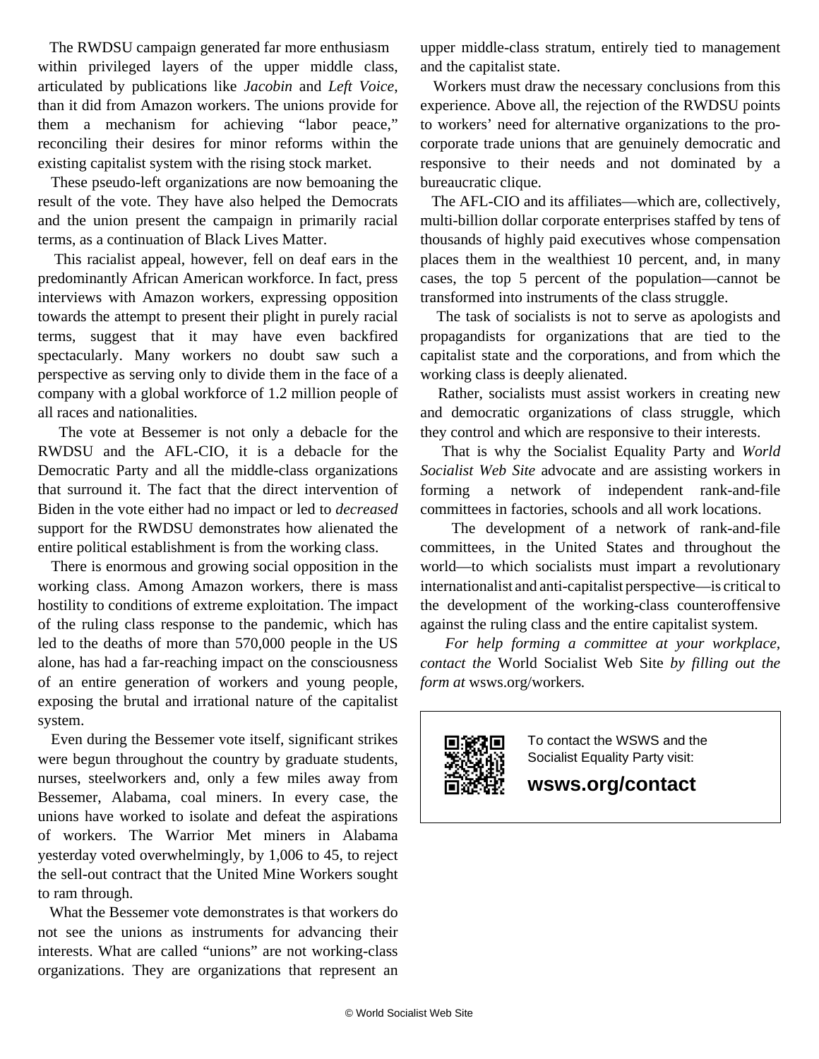The RWDSU campaign generated far more enthusiasm within privileged layers of the upper middle class, articulated by publications like *Jacobin* and *Left Voice*, than it did from Amazon workers. The unions provide for them a mechanism for achieving "labor peace," reconciling their desires for minor reforms within the existing capitalist system with the rising stock market.

These pseudo-left organizations are now bemoaning the result of the vote. They have also helped the Democrats and the union present the campaign in primarily racial terms, as a continuation of Black Lives Matter.

This racialist appeal, however, fell on deaf ears in the predominantly African American workforce. In fact, press interviews with Amazon workers, expressing opposition towards the attempt to present their plight in purely racial terms, suggest that it may have even backfired spectacularly. Many workers no doubt saw such a perspective as serving only to divide them in the face of a company with a global workforce of 1.2 million people of all races and nationalities.

The vote at Bessemer is not only a debacle for the RWDSU and the AFL-CIO, it is a debacle for the Democratic Party and all the middle-class organizations that surround it. The fact that the direct intervention of Biden in the vote either had no impact or led to *decreased* support for the RWDSU demonstrates how alienated the entire political establishment is from the working class.

There is enormous and growing social opposition in the working class. Among Amazon workers, there is mass hostility to conditions of extreme exploitation. The impact of the ruling class response to the pandemic, which has led to the deaths of more than 570,000 people in the US alone, has had a far-reaching impact on the consciousness of an entire generation of workers and young people, exposing the brutal and irrational nature of the capitalist system.

Even during the Bessemer vote itself, significant strikes were begun throughout the country by graduate students, nurses, steelworkers and, only a few miles away from Bessemer, Alabama, coal miners. In every case, the unions have worked to isolate and defeat the aspirations of workers. The Warrior Met miners in Alabama yesterday voted overwhelmingly, by 1,006 to 45, to reject the sell-out contract that the United Mine Workers sought to ram through.

What the Bessemer vote demonstrates is that workers do not see the unions as instruments for advancing their interests. What are called "unions" are not working-class organizations. They are organizations that represent an upper middle-class stratum, entirely tied to management and the capitalist state.

Workers must draw the necessary conclusions from this experience. Above all, the rejection of the RWDSU points to workers' need for alternative organizations to the pro-corporate trade unions that are genuinely democratic and responsive to their needs and not dominated by a bureaucratic clique.

The AFL-CIO and its affiliates—which are, collectively, multi-billion dollar corporate enterprises staffed by tens of thousands of highly paid executives whose compensation places them in the wealthiest 10 percent, and, in many cases, the top 5 percent of the population—cannot be transformed into instruments of the class struggle.

The task of socialists is not to serve as apologists and propagandists for organizations that are tied to the capitalist state and the corporations, and from which the working class is deeply alienated.

Rather, socialists must assist workers in creating new and democratic organizations of class struggle, which they control and which are responsive to their interests.

That is why the Socialist Equality Party and *World Socialist Web Site* advocate and are assisting workers in forming a network of independent rank-and-file committees in factories, schools and all work locations.

The development of a network of rank-and-file committees, in the United States and throughout the world—to which socialists must impart a revolutionary internationalist and anti-capitalist perspective—is critical to the development of the working-class counteroffensive against the ruling class and the entire capitalist system.

*For help forming a committee at your workplace, contact the* World Socialist Web Site *by filling out the form at* wsws.org/workers*.*

To contact the WSWS and the Socialist Equality Party visit:

**wsws.org/contact**